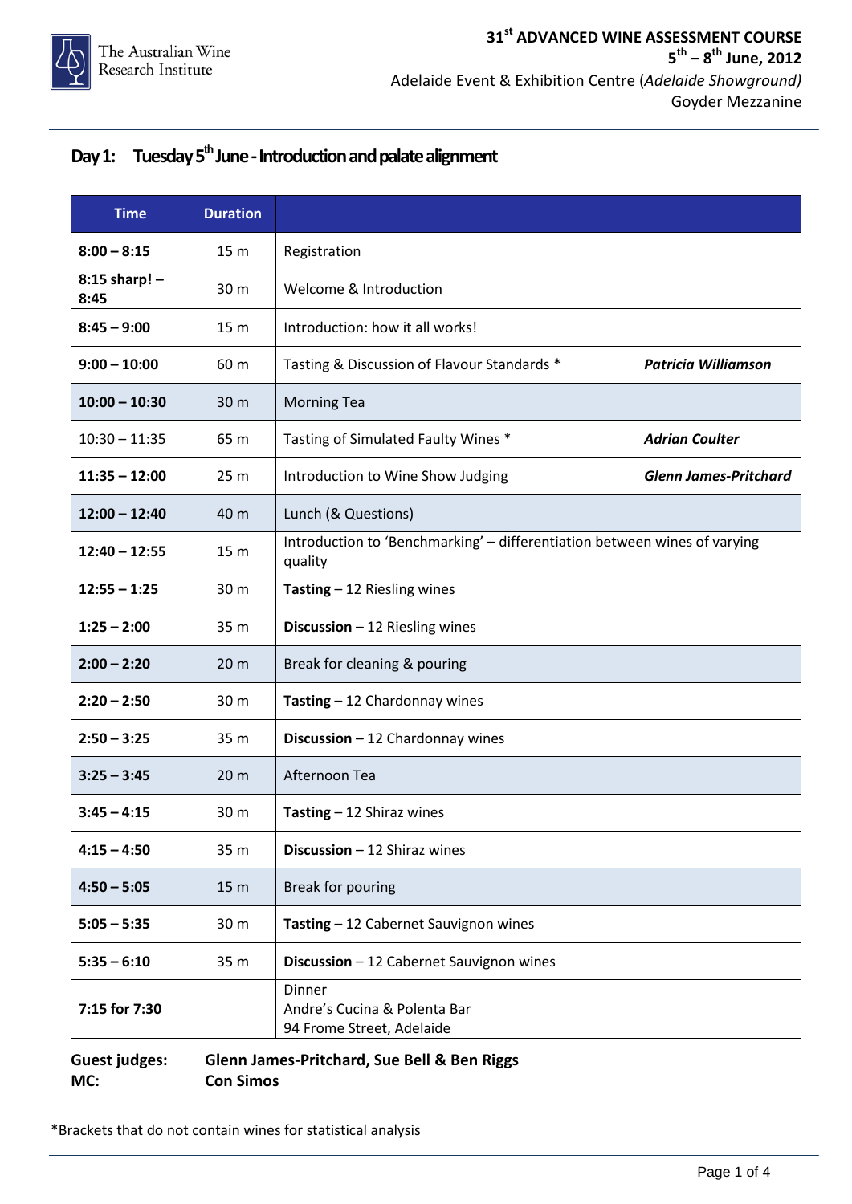The Australian Wine Research Institute

**31st ADVANCED WINE ASSESSMENT COURSE**
**5th – 8th June, 2012**
Adelaide Event & Exhibition Centre (*Adelaide Showground)*
Goyder Mezzanine

## Day 1: Tuesday 5th June - Introduction and palate alignment

| Time | Duration | | |
|---|---|---|---|
| **8:00 – 8:15** | 15 m | Registration | |
| **8:15 sharp! – 8:45** | 30 m | Welcome & Introduction | |
| **8:45 – 9:00** | 15 m | Introduction: how it all works! | |
| **9:00 – 10:00** | 60 m | Tasting & Discussion of Flavour Standards * | ***Patricia Williamson*** |
| **10:00 – 10:30** | 30 m | Morning Tea | |
| 10:30 – 11:35 | 65 m | Tasting of Simulated Faulty Wines * | ***Adrian Coulter*** |
| **11:35 – 12:00** | 25 m | Introduction to Wine Show Judging | ***Glenn James-Pritchard*** |
| **12:00 – 12:40** | 40 m | Lunch (& Questions) | |
| **12:40 – 12:55** | 15 m | Introduction to 'Benchmarking' – differentiation between wines of varying quality | |
| **12:55 – 1:25** | 30 m | **Tasting** – 12 Riesling wines | |
| **1:25 – 2:00** | 35 m | **Discussion** – 12 Riesling wines | |
| **2:00 – 2:20** | 20 m | Break for cleaning & pouring | |
| **2:20 – 2:50** | 30 m | **Tasting** – 12 Chardonnay wines | |
| **2:50 – 3:25** | 35 m | **Discussion** – 12 Chardonnay wines | |
| **3:25 – 3:45** | 20 m | Afternoon Tea | |
| **3:45 – 4:15** | 30 m | **Tasting** – 12 Shiraz wines | |
| **4:15 – 4:50** | 35 m | **Discussion** – 12 Shiraz wines | |
| **4:50 – 5:05** | 15 m | Break for pouring | |
| **5:05 – 5:35** | 30 m | **Tasting** – 12 Cabernet Sauvignon wines | |
| **5:35 – 6:10** | 35 m | **Discussion** – 12 Cabernet Sauvignon wines | |
| **7:15 for 7:30** | | Dinner<br>Andre's Cucina & Polenta Bar<br>94 Frome Street, Adelaide | |

**Guest judges:** **Glenn James-Pritchard, Sue Bell & Ben Riggs**
**MC:** **Con Simos**

*Brackets that do not contain wines for statistical analysis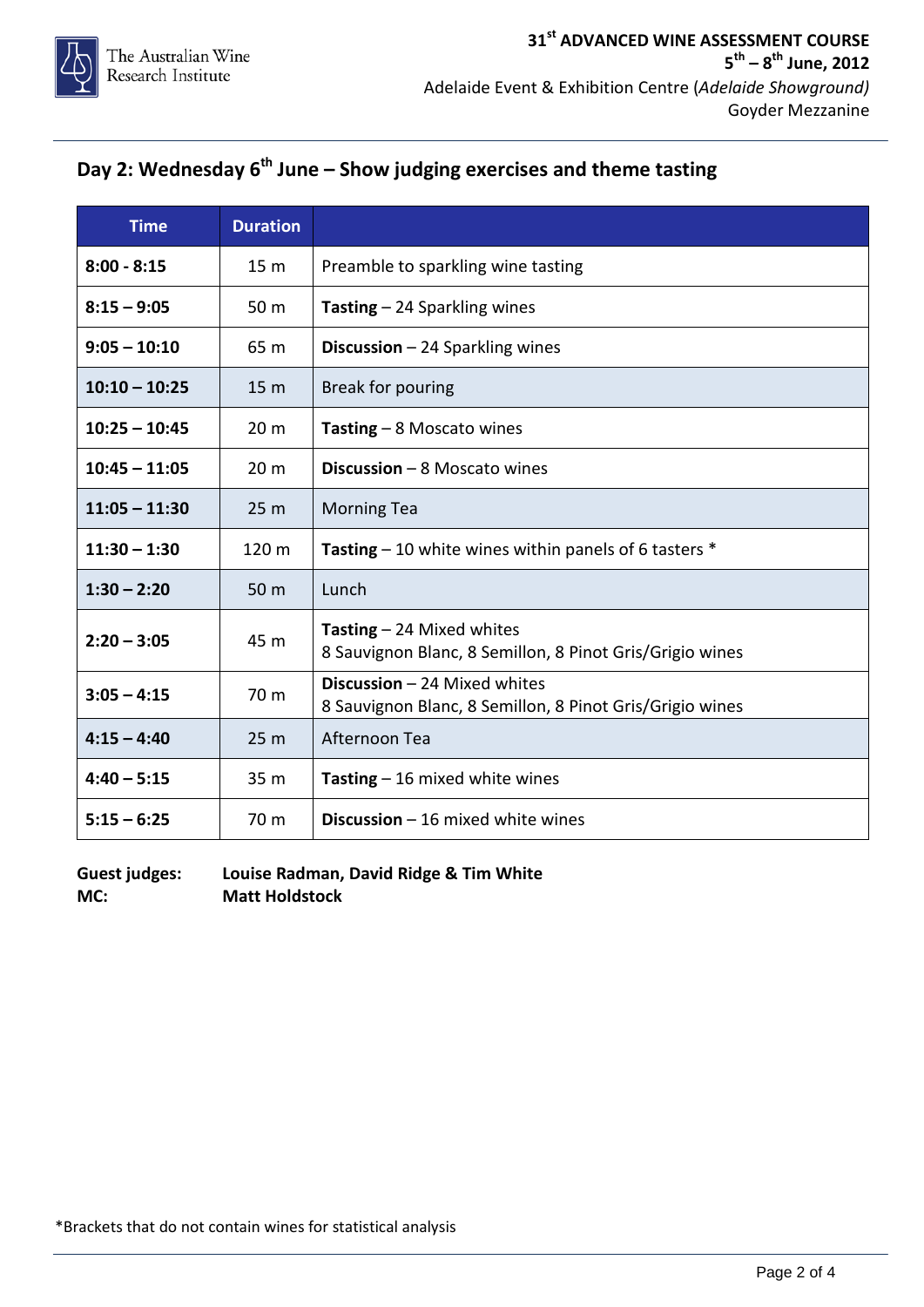## Day 2: Wednesday 6th June – Show judging exercises and theme tasting

| Time | Duration | |
|---|---|---|
| **8:00 - 8:15** | 15 m | Preamble to sparkling wine tasting |
| **8:15 – 9:05** | 50 m | **Tasting** – 24 Sparkling wines |
| **9:05 – 10:10** | 65 m | **Discussion** – 24 Sparkling wines |
| **10:10 – 10:25** | 15 m | Break for pouring |
| **10:25 – 10:45** | 20 m | **Tasting** – 8 Moscato wines |
| **10:45 – 11:05** | 20 m | **Discussion** – 8 Moscato wines |
| **11:05 – 11:30** | 25 m | Morning Tea |
| **11:30 – 1:30** | 120 m | **Tasting** – 10 white wines within panels of 6 tasters * |
| **1:30 – 2:20** | 50 m | Lunch |
| **2:20 – 3:05** | 45 m | **Tasting** – 24 Mixed whites<br>8 Sauvignon Blanc, 8 Semillon, 8 Pinot Gris/Grigio wines |
| **3:05 – 4:15** | 70 m | **Discussion** – 24 Mixed whites<br>8 Sauvignon Blanc, 8 Semillon, 8 Pinot Gris/Grigio wines |
| **4:15 – 4:40** | 25 m | Afternoon Tea |
| **4:40 – 5:15** | 35 m | **Tasting** – 16 mixed white wines |
| **5:15 – 6:25** | 70 m | **Discussion** – 16 mixed white wines |

**Guest judges:** **Louise Radman, David Ridge & Tim White**
**MC:** **Matt Holdstock**

*Brackets that do not contain wines for statistical analysis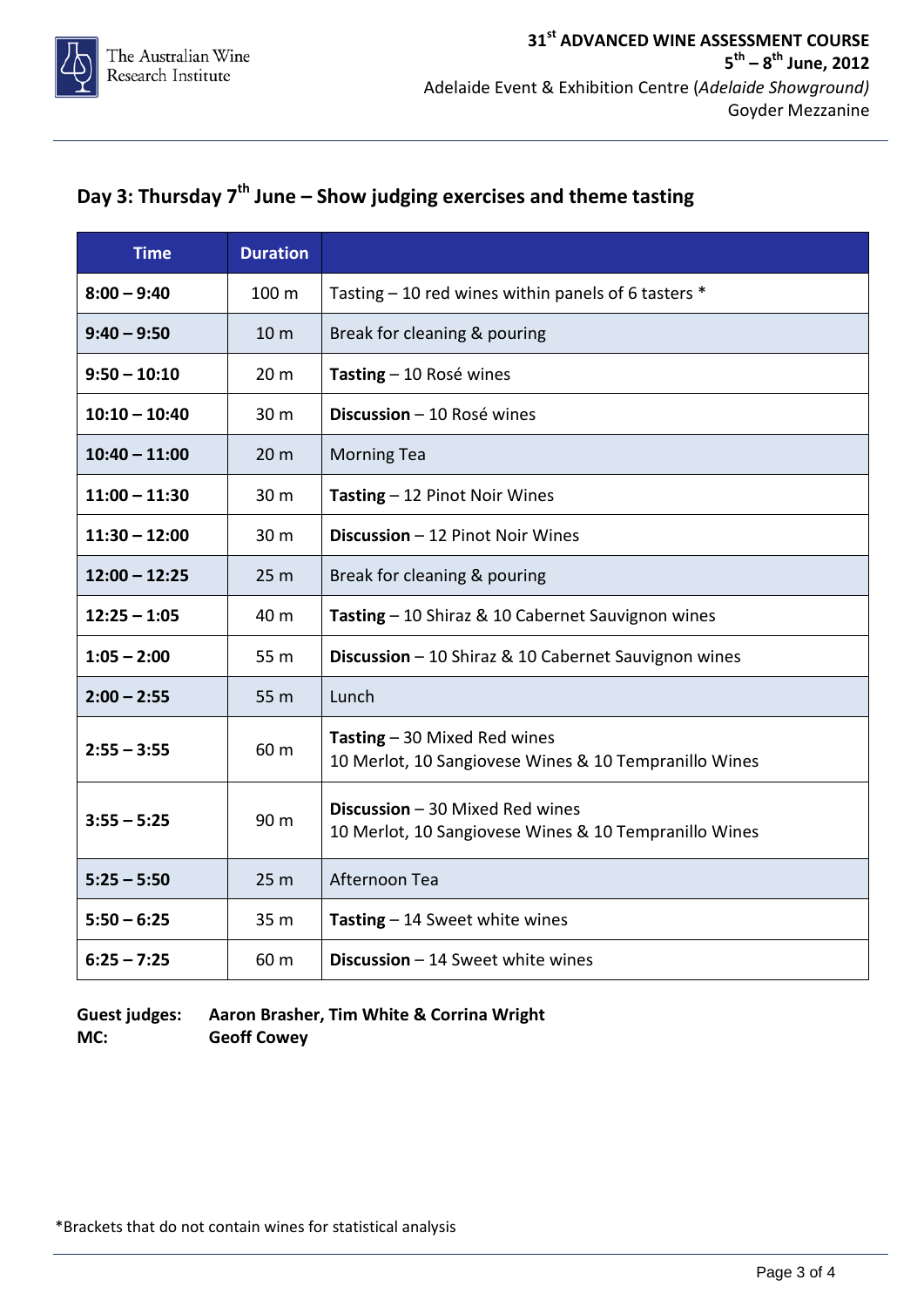The Australian Wine Research Institute

**31st ADVANCED WINE ASSESSMENT COURSE**
**5th – 8th June, 2012**
Adelaide Event & Exhibition Centre (*Adelaide Showground)*
Goyder Mezzanine

## Day 3: Thursday 7th June – Show judging exercises and theme tasting

| Time | Duration | |
|---|---|---|
| **8:00 – 9:40** | 100 m | Tasting – 10 red wines within panels of 6 tasters * |
| **9:40 – 9:50** | 10 m | Break for cleaning & pouring |
| **9:50 – 10:10** | 20 m | **Tasting** – 10 Rosé wines |
| **10:10 – 10:40** | 30 m | **Discussion** – 10 Rosé wines |
| **10:40 – 11:00** | 20 m | Morning Tea |
| **11:00 – 11:30** | 30 m | **Tasting** – 12 Pinot Noir Wines |
| **11:30 – 12:00** | 30 m | **Discussion** – 12 Pinot Noir Wines |
| **12:00 – 12:25** | 25 m | Break for cleaning & pouring |
| **12:25 – 1:05** | 40 m | **Tasting** – 10 Shiraz & 10 Cabernet Sauvignon wines |
| **1:05 – 2:00** | 55 m | **Discussion** – 10 Shiraz & 10 Cabernet Sauvignon wines |
| **2:00 – 2:55** | 55 m | Lunch |
| **2:55 – 3:55** | 60 m | **Tasting** – 30 Mixed Red wines<br>10 Merlot, 10 Sangiovese Wines & 10 Tempranillo Wines |
| **3:55 – 5:25** | 90 m | **Discussion** – 30 Mixed Red wines<br>10 Merlot, 10 Sangiovese Wines & 10 Tempranillo Wines |
| **5:25 – 5:50** | 25 m | Afternoon Tea |
| **5:50 – 6:25** | 35 m | **Tasting** – 14 Sweet white wines |
| **6:25 – 7:25** | 60 m | **Discussion** – 14 Sweet white wines |

**Guest judges:** **Aaron Brasher, Tim White & Corrina Wright**
**MC:** **Geoff Cowey**

*Brackets that do not contain wines for statistical analysis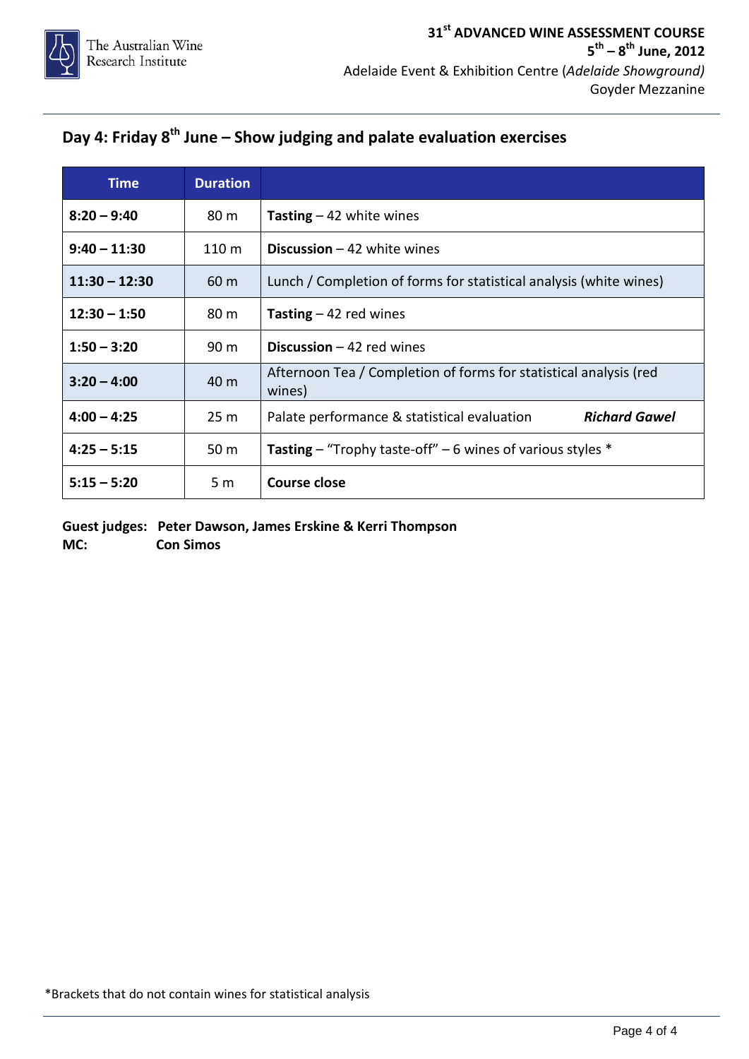The Australian Wine Research Institute

**31st ADVANCED WINE ASSESSMENT COURSE**
**5th – 8th June, 2012**
Adelaide Event & Exhibition Centre (*Adelaide Showground)*
Goyder Mezzanine

## Day 4: Friday 8th June – Show judging and palate evaluation exercises

| Time | Duration | |
|---|---|---|
| **8:20 – 9:40** | 80 m | **Tasting** – 42 white wines |
| **9:40 – 11:30** | 110 m | **Discussion** – 42 white wines |
| **11:30 – 12:30** | 60 m | Lunch / Completion of forms for statistical analysis (white wines) |
| **12:30 – 1:50** | 80 m | **Tasting** – 42 red wines |
| **1:50 – 3:20** | 90 m | **Discussion** – 42 red wines |
| **3:20 – 4:00** | 40 m | Afternoon Tea / Completion of forms for statistical analysis (red wines) |
| **4:00 – 4:25** | 25 m | Palate performance & statistical evaluation ***Richard Gawel*** |
| **4:25 – 5:15** | 50 m | **Tasting** – "Trophy taste-off" – 6 wines of various styles * |
| **5:15 – 5:20** | 5 m | **Course close** |

**Guest judges: Peter Dawson, James Erskine & Kerri Thompson**
**MC: Con Simos**

*Brackets that do not contain wines for statistical analysis